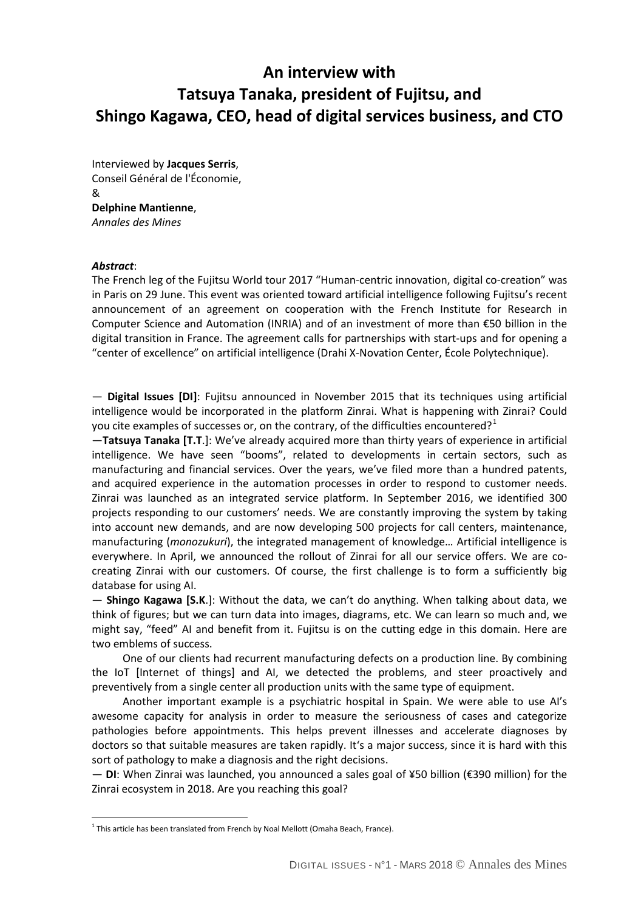# An interview with Tatsuya Tanaka, president of Fujitsu, and Shingo Kagawa, CEO, head of digital services business, and CTO

Interviewed by **Jacques Serris**,
Conseil Général de l'Économie,
&
**Delphine Mantienne**,
*Annales des Mines*

***Abstract***:

The French leg of the Fujitsu World tour 2017 "Human-centric innovation, digital co-creation" was in Paris on 29 June. This event was oriented toward artificial intelligence following Fujitsu's recent announcement of an agreement on cooperation with the French Institute for Research in Computer Science and Automation (INRIA) and of an investment of more than €50 billion in the digital transition in France. The agreement calls for partnerships with start-ups and for opening a "center of excellence" on artificial intelligence (Drahi X-Novation Center, École Polytechnique).

— **Digital Issues [DI]**: Fujitsu announced in November 2015 that its techniques using artificial intelligence would be incorporated in the platform Zinrai. What is happening with Zinrai? Could you cite examples of successes or, on the contrary, of the difficulties encountered?[1]

—**Tatsuya Tanaka [T.T**.]: We've already acquired more than thirty years of experience in artificial intelligence. We have seen "booms", related to developments in certain sectors, such as manufacturing and financial services. Over the years, we've filed more than a hundred patents, and acquired experience in the automation processes in order to respond to customer needs. Zinrai was launched as an integrated service platform. In September 2016, we identified 300 projects responding to our customers' needs. We are constantly improving the system by taking into account new demands, and are now developing 500 projects for call centers, maintenance, manufacturing (*monozukuri*), the integrated management of knowledge… Artificial intelligence is everywhere. In April, we announced the rollout of Zinrai for all our service offers. We are co-creating Zinrai with our customers. Of course, the first challenge is to form a sufficiently big database for using AI.

— **Shingo Kagawa [S.K**.]: Without the data, we can't do anything. When talking about data, we think of figures; but we can turn data into images, diagrams, etc. We can learn so much and, we might say, "feed" AI and benefit from it. Fujitsu is on the cutting edge in this domain. Here are two emblems of success.

One of our clients had recurrent manufacturing defects on a production line. By combining the IoT [Internet of things] and AI, we detected the problems, and steer proactively and preventively from a single center all production units with the same type of equipment.

Another important example is a psychiatric hospital in Spain. We were able to use AI's awesome capacity for analysis in order to measure the seriousness of cases and categorize pathologies before appointments. This helps prevent illnesses and accelerate diagnoses by doctors so that suitable measures are taken rapidly. It's a major success, since it is hard with this sort of pathology to make a diagnosis and the right decisions.

— **DI**: When Zinrai was launched, you announced a sales goal of ¥50 billion (€390 million) for the Zinrai ecosystem in 2018. Are you reaching this goal?

[1] This article has been translated from French by Noal Mellott (Omaha Beach, France).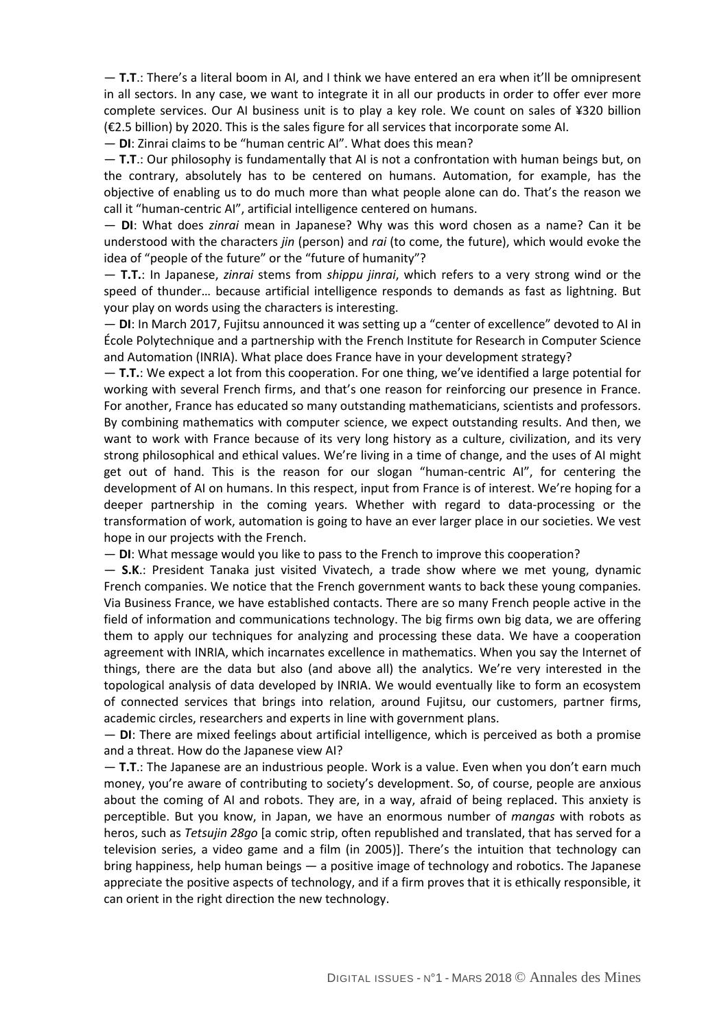— **T.T**.: There's a literal boom in AI, and I think we have entered an era when it'll be omnipresent in all sectors. In any case, we want to integrate it in all our products in order to offer ever more complete services. Our AI business unit is to play a key role. We count on sales of ¥320 billion (€2.5 billion) by 2020. This is the sales figure for all services that incorporate some AI.

— **DI**: Zinrai claims to be "human centric AI". What does this mean?

— **T.T**.: Our philosophy is fundamentally that AI is not a confrontation with human beings but, on the contrary, absolutely has to be centered on humans. Automation, for example, has the objective of enabling us to do much more than what people alone can do. That's the reason we call it "human-centric AI", artificial intelligence centered on humans.

— **DI**: What does *zinrai* mean in Japanese? Why was this word chosen as a name? Can it be understood with the characters *jin* (person) and *rai* (to come, the future), which would evoke the idea of "people of the future" or the "future of humanity"?

— **T.T.**: In Japanese, *zinrai* stems from *shippu jinrai*, which refers to a very strong wind or the speed of thunder… because artificial intelligence responds to demands as fast as lightning. But your play on words using the characters is interesting.

— **DI**: In March 2017, Fujitsu announced it was setting up a "center of excellence" devoted to AI in École Polytechnique and a partnership with the French Institute for Research in Computer Science and Automation (INRIA). What place does France have in your development strategy?

— **T.T.**: We expect a lot from this cooperation. For one thing, we've identified a large potential for working with several French firms, and that's one reason for reinforcing our presence in France. For another, France has educated so many outstanding mathematicians, scientists and professors. By combining mathematics with computer science, we expect outstanding results. And then, we want to work with France because of its very long history as a culture, civilization, and its very strong philosophical and ethical values. We're living in a time of change, and the uses of AI might get out of hand. This is the reason for our slogan "human-centric AI", for centering the development of AI on humans. In this respect, input from France is of interest. We're hoping for a deeper partnership in the coming years. Whether with regard to data-processing or the transformation of work, automation is going to have an ever larger place in our societies. We vest hope in our projects with the French.

— **DI**: What message would you like to pass to the French to improve this cooperation?

— **S.K**.: President Tanaka just visited Vivatech, a trade show where we met young, dynamic French companies. We notice that the French government wants to back these young companies. Via Business France, we have established contacts. There are so many French people active in the field of information and communications technology. The big firms own big data, we are offering them to apply our techniques for analyzing and processing these data. We have a cooperation agreement with INRIA, which incarnates excellence in mathematics. When you say the Internet of things, there are the data but also (and above all) the analytics. We're very interested in the topological analysis of data developed by INRIA. We would eventually like to form an ecosystem of connected services that brings into relation, around Fujitsu, our customers, partner firms, academic circles, researchers and experts in line with government plans.

— **DI**: There are mixed feelings about artificial intelligence, which is perceived as both a promise and a threat. How do the Japanese view AI?

— **T.T**.: The Japanese are an industrious people. Work is a value. Even when you don't earn much money, you're aware of contributing to society's development. So, of course, people are anxious about the coming of AI and robots. They are, in a way, afraid of being replaced. This anxiety is perceptible. But you know, in Japan, we have an enormous number of *mangas* with robots as heros, such as *Tetsujin 28go* [a comic strip, often republished and translated, that has served for a television series, a video game and a film (in 2005)]. There's the intuition that technology can bring happiness, help human beings — a positive image of technology and robotics. The Japanese appreciate the positive aspects of technology, and if a firm proves that it is ethically responsible, it can orient in the right direction the new technology.